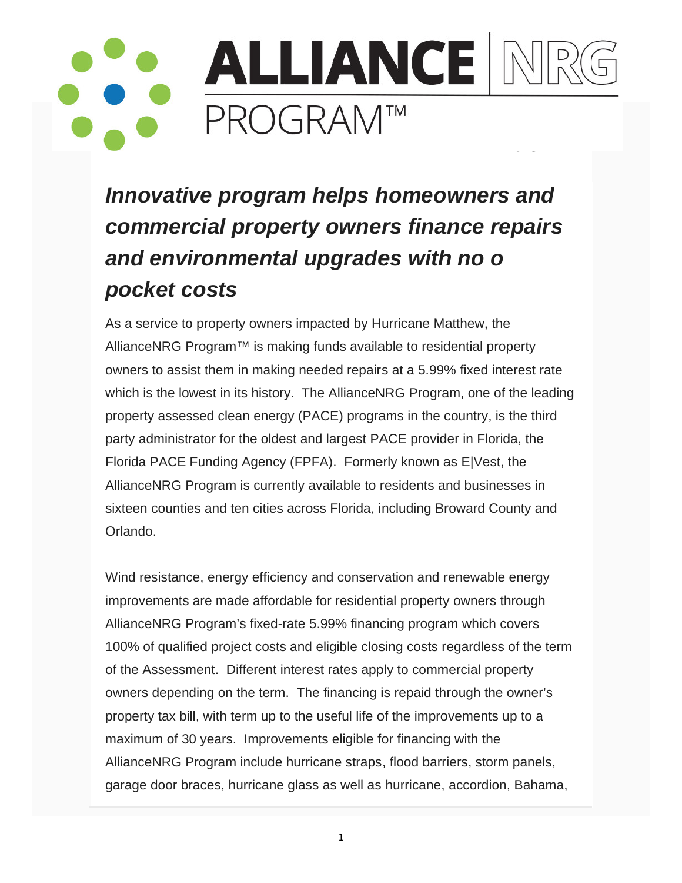# ALLIANCE NRG PROGRAM™

## *Innovative program helps homeowners and commercial property owners finance repairs and environmental upgrades with no o pocket costs*

As a service to property owners impacted by Hurricane Matthew, the AllianceNRG Program™ is making funds available to residential property owners to assist them in making needed repairs at a 5.99% fixed interest rate which is the lowest in its history. The AllianceNRG Program, one of the leading property assessed clean energy (PACE) programs in the country, is the third party administrator for the oldest and largest PACE provider in Florida, the Florida PACE Funding Agency (FPFA). Formerly known as E|Vest, the AllianceNRG Program is currently available to residents and businesses in sixteen counties and ten cities across Florida, including Broward County and Orlando.

Wind resistance, energy efficiency and conservation and renewable energy improvements are made affordable for residential property owners through AllianceNRG Program's fixed-rate 5.99% financing program which covers 100% of qualified project costs and eligible closing costs regardless of the term of the Assessment. Different interest rates apply to commercial property owners depending on the term. The financing is repaid through the owner's property tax bill, with term up to the useful life of the improvements up to a maximum of 30 years. Improvements eligible for financing with the AllianceNRG Program include hurricane straps, flood barriers, storm panels, garage door braces, hurricane glass as well as hurricane, accordion, Bahama,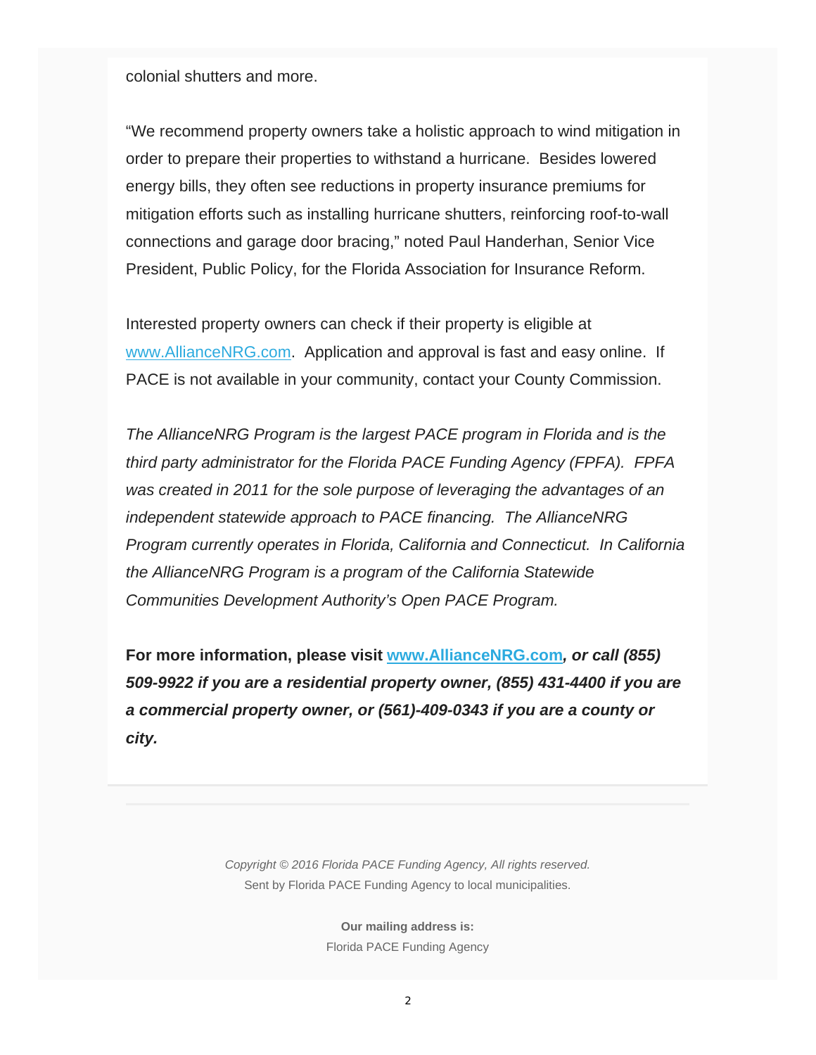colonial shutters and more.

"We recommend property owners take a holistic approach to wind mitigation in order to prepare their properties to withstand a hurricane. Besides lowered energy bills, they often see reductions in property insurance premiums for mitigation efforts such as installing hurricane shutters, reinforcing roof-to-wall connections and garage door bracing," noted Paul Handerhan, Senior Vice President, Public Policy, for the Florida Association for Insurance Reform.

Interested property owners can check if their property is eligible at www.AllianceNRG.com. Application and approval is fast and easy online. If PACE is not available in your community, contact your County Commission.

*The AllianceNRG Program is the largest PACE program in Florida and is the third party administrator for the Florida PACE Funding Agency (FPFA). FPFA was created in 2011 for the sole purpose of leveraging the advantages of an independent statewide approach to PACE financing. The AllianceNRG Program currently operates in Florida, California and Connecticut. In California the AllianceNRG Program is a program of the California Statewide Communities Development Authority's Open PACE Program.*

**For more information, please visit www.AllianceNRG.com*, or call (855) 509-9922 if you are a residential property owner, (855) 431-4400 if you are a commercial property owner, or (561)-409-0343 if you are a county or city.***

---

*Copyright © 2016 Florida PACE Funding Agency, All rights reserved.*
Sent by Florida PACE Funding Agency to local municipalities.

**Our mailing address is:**
Florida PACE Funding Agency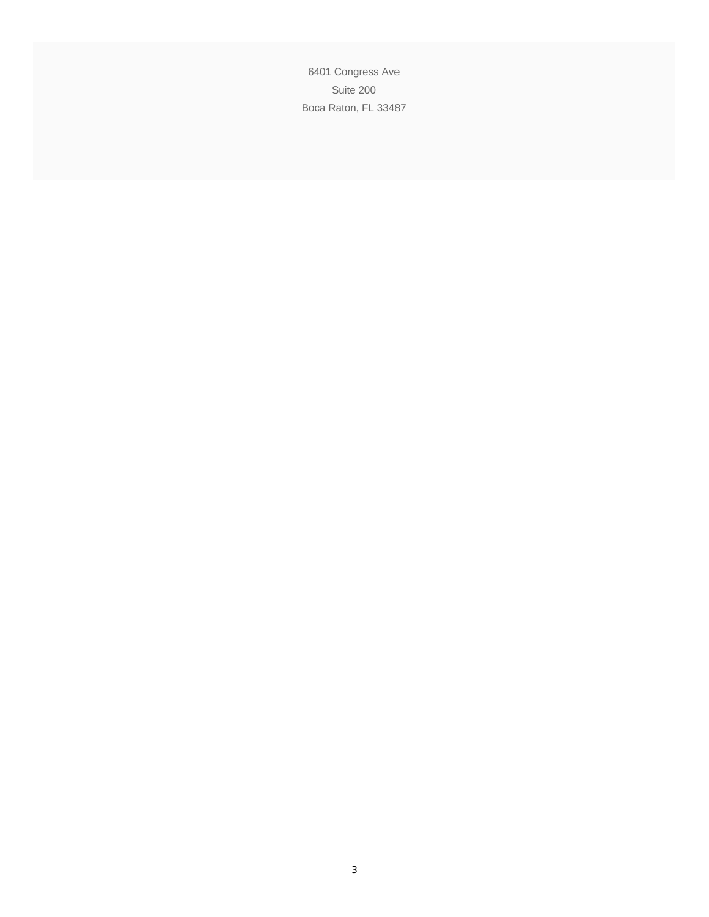6401 Congress Ave
Suite 200
Boca Raton, FL 33487